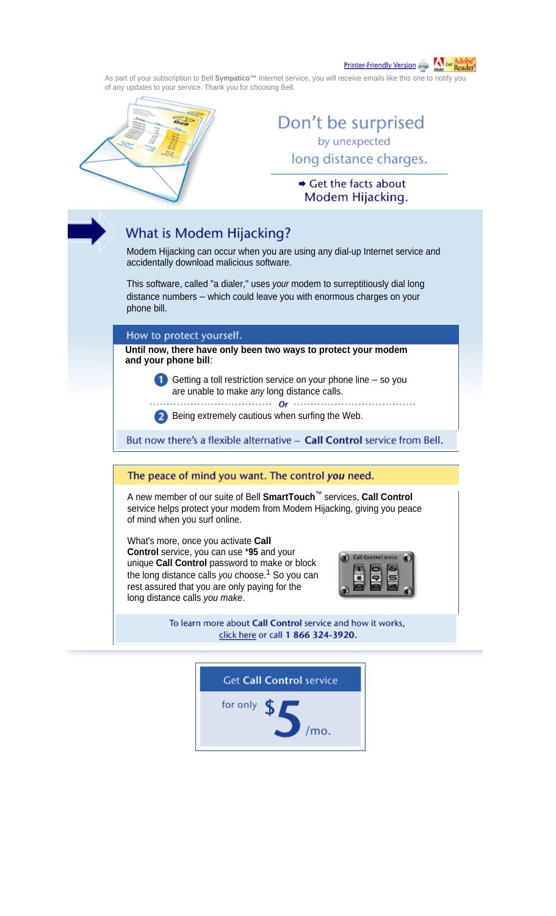Printer-Friendly Version | Get Adobe Reader

As part of your subscription to Bell **Sympatico™** Internet service, you will receive emails like this one to notify you of any updates to your service. Thank you for choosing Bell.

# Don't be surprised by unexpected long distance charges.

➡ Get the facts about Modem Hijacking.

## What is Modem Hijacking?

Modem Hijacking can occur when you are using any dial-up Internet service and accidentally download malicious software.

This software, called "a dialer," uses *your* modem to surreptitiously dial long distance numbers – which could leave you with enormous charges on your phone bill.

### How to protect yourself.

**Until now, there have only been two ways to protect your modem and your phone bill**:

1. Getting a toll restriction service on your phone line – so you are unable to make *any* long distance calls.

*Or*

2. Being extremely cautious when surfing the Web.

But now there's a flexible alternative – **Call Control** service from Bell.

### The peace of mind you want. The control *you* need.

A new member of our suite of Bell **SmartTouch™** services, **Call Control** service helps protect your modem from Modem Hijacking, giving you peace of mind when you surf online.

What's more, once you activate **Call Control** service, you can use ***95** and your unique **Call Control** password to make or block the long distance calls *you* choose.[1] So you can rest assured that you are only paying for the long distance calls *you make*.

To learn more about **Call Control** service and how it works, click here or call **1 866 324-3920.**

Get **Call Control** service for only **$5**/mo.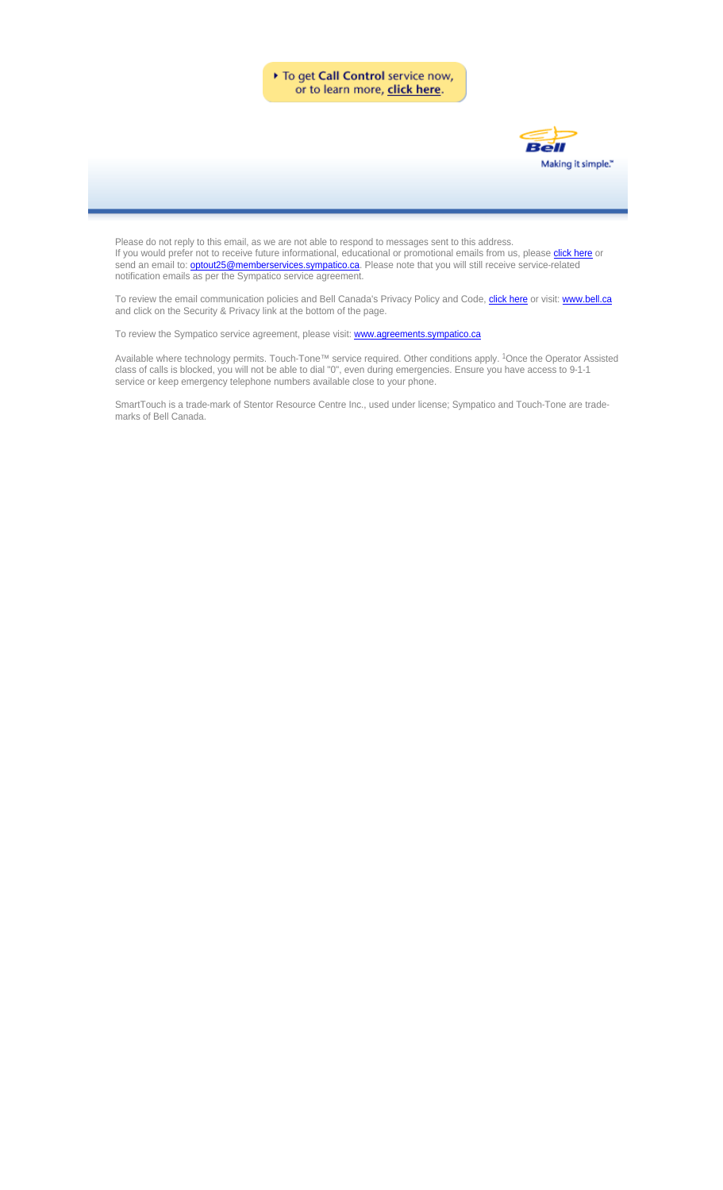▸ To get **Call Control** service now, or to learn more, **click here**.

Bell

Making it simple.

Please do not reply to this email, as we are not able to respond to messages sent to this address.
If you would prefer not to receive future informational, educational or promotional emails from us, please click here or send an email to: optout25@memberservices.sympatico.ca. Please note that you will still receive service-related notification emails as per the Sympatico service agreement.

To review the email communication policies and Bell Canada's Privacy Policy and Code, click here or visit: www.bell.ca and click on the Security & Privacy link at the bottom of the page.

To review the Sympatico service agreement, please visit: www.agreements.sympatico.ca

Available where technology permits. Touch-Tone™ service required. Other conditions apply. [1]Once the Operator Assisted class of calls is blocked, you will not be able to dial "0", even during emergencies. Ensure you have access to 9-1-1 service or keep emergency telephone numbers available close to your phone.

SmartTouch is a trade-mark of Stentor Resource Centre Inc., used under license; Sympatico and Touch-Tone are trade-marks of Bell Canada.